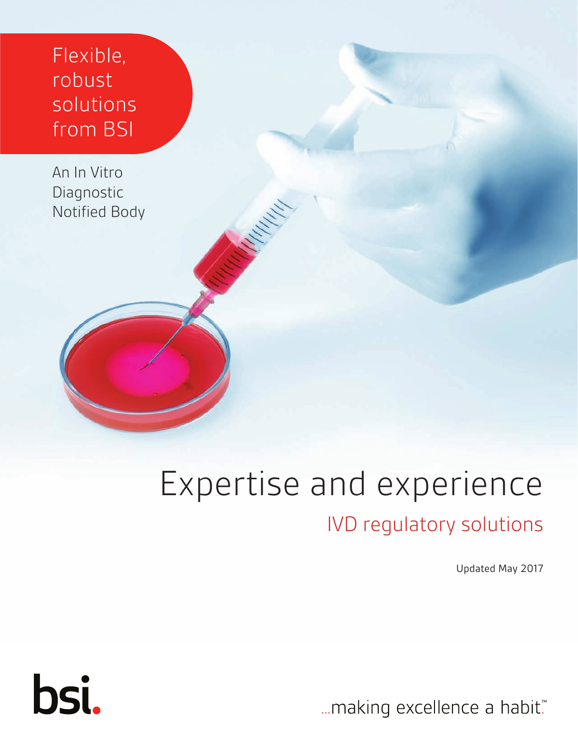Flexible, robust solutions from BSI

An In Vitro Diagnostic Notified Body

# Expertise and experience

## IVD regulatory solutions

Updated May 2017

bsi.

...making excellence a habit.™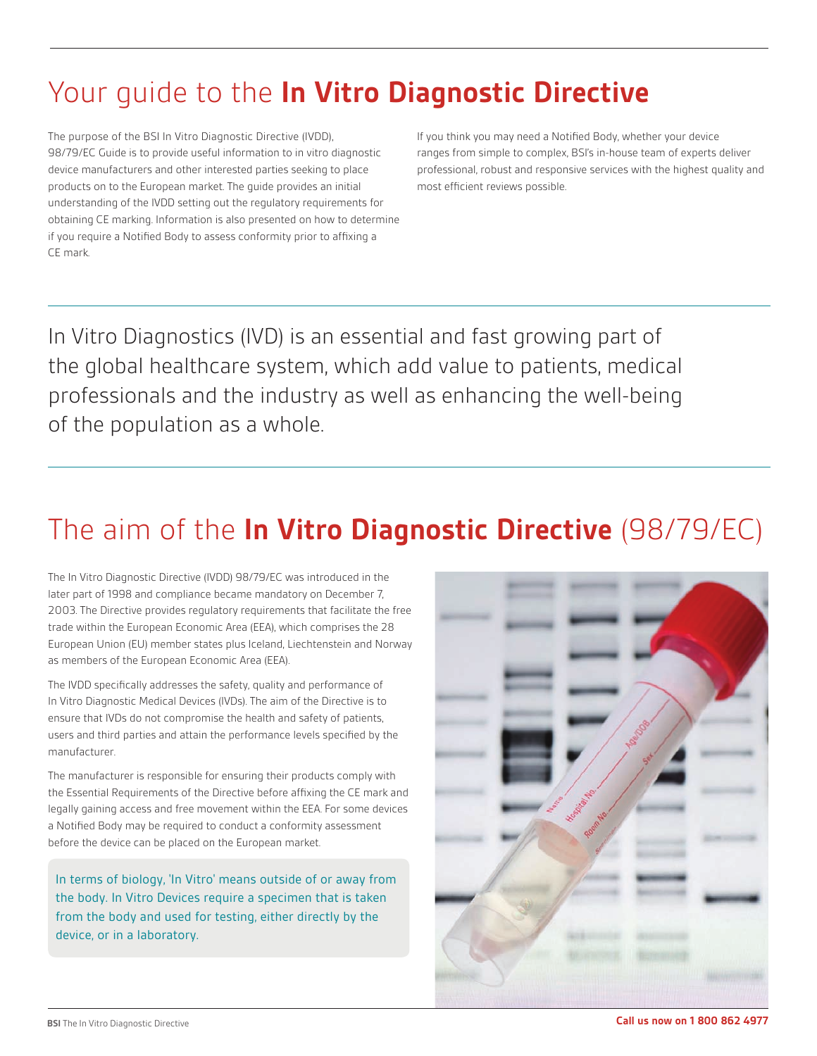# Your guide to the **In Vitro Diagnostic Directive**

The purpose of the BSI In Vitro Diagnostic Directive (IVDD), 98/79/EC Guide is to provide useful information to in vitro diagnostic device manufacturers and other interested parties seeking to place products on to the European market. The guide provides an initial understanding of the IVDD setting out the regulatory requirements for obtaining CE marking. Information is also presented on how to determine if you require a Notified Body to assess conformity prior to affixing a CE mark.

If you think you may need a Notified Body, whether your device ranges from simple to complex, BSI's in-house team of experts deliver professional, robust and responsive services with the highest quality and most efficient reviews possible.

In Vitro Diagnostics (IVD) is an essential and fast growing part of the global healthcare system, which add value to patients, medical professionals and the industry as well as enhancing the well-being of the population as a whole.

# The aim of the **In Vitro Diagnostic Directive** (98/79/EC)

The In Vitro Diagnostic Directive (IVDD) 98/79/EC was introduced in the later part of 1998 and compliance became mandatory on December 7, 2003. The Directive provides regulatory requirements that facilitate the free trade within the European Economic Area (EEA), which comprises the 28 European Union (EU) member states plus Iceland, Liechtenstein and Norway as members of the European Economic Area (EEA).

The IVDD specifically addresses the safety, quality and performance of In Vitro Diagnostic Medical Devices (IVDs). The aim of the Directive is to ensure that IVDs do not compromise the health and safety of patients, users and third parties and attain the performance levels specified by the manufacturer.

The manufacturer is responsible for ensuring their products comply with the Essential Requirements of the Directive before affixing the CE mark and legally gaining access and free movement within the EEA. For some devices a Notified Body may be required to conduct a conformity assessment before the device can be placed on the European market.

In terms of biology, 'In Vitro' means outside of or away from the body. In Vitro Devices require a specimen that is taken from the body and used for testing, either directly by the device, or in a laboratory.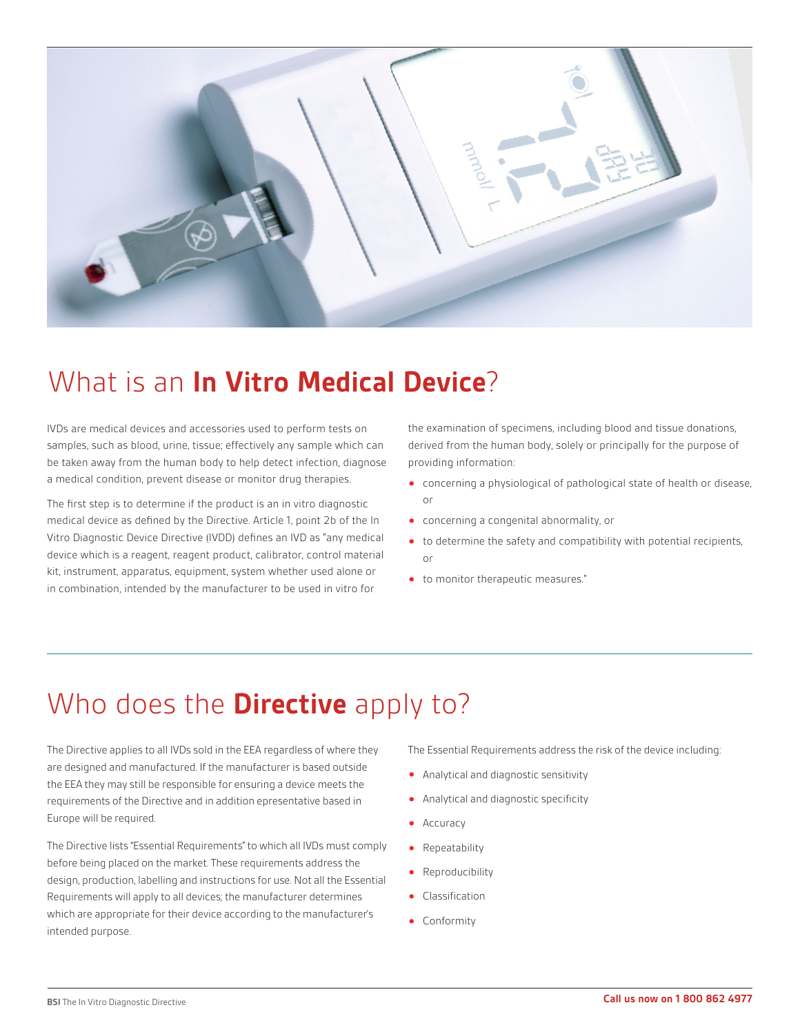## What is an **In Vitro Medical Device**?

IVDs are medical devices and accessories used to perform tests on samples, such as blood, urine, tissue; effectively any sample which can be taken away from the human body to help detect infection, diagnose a medical condition, prevent disease or monitor drug therapies.

The first step is to determine if the product is an in vitro diagnostic medical device as defined by the Directive. Article 1, point 2b of the In Vitro Diagnostic Device Directive (IVDD) defines an IVD as "any medical device which is a reagent, reagent product, calibrator, control material kit, instrument, apparatus, equipment, system whether used alone or in combination, intended by the manufacturer to be used in vitro for the examination of specimens, including blood and tissue donations, derived from the human body, solely or principally for the purpose of providing information:

- concerning a physiological of pathological state of health or disease, or
- concerning a congenital abnormality, or
- to determine the safety and compatibility with potential recipients, or
- to monitor therapeutic measures."

## Who does the **Directive** apply to?

The Directive applies to all IVDs sold in the EEA regardless of where they are designed and manufactured. If the manufacturer is based outside the EEA they may still be responsible for ensuring a device meets the requirements of the Directive and in addition epresentative based in Europe will be required.

The Directive lists "Essential Requirements" to which all IVDs must comply before being placed on the market. These requirements address the design, production, labelling and instructions for use. Not all the Essential Requirements will apply to all devices; the manufacturer determines which are appropriate for their device according to the manufacturer's intended purpose.

The Essential Requirements address the risk of the device including:

- Analytical and diagnostic sensitivity
- Analytical and diagnostic specificity
- Accuracy
- Repeatability
- Reproducibility
- Classification
- Conformity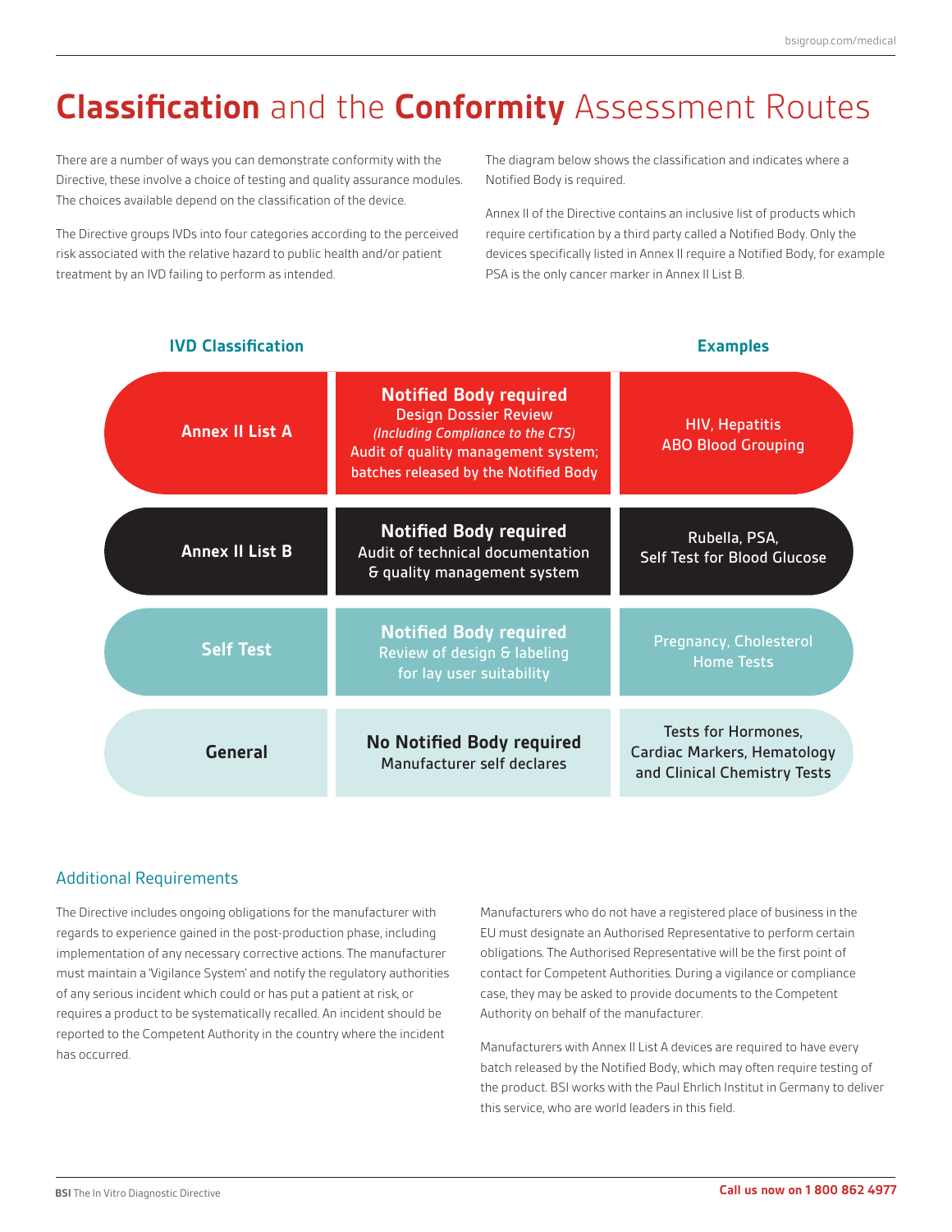# **Classification** and the **Conformity** Assessment Routes

There are a number of ways you can demonstrate conformity with the Directive, these involve a choice of testing and quality assurance modules. The choices available depend on the classification of the device.

The Directive groups IVDs into four categories according to the perceived risk associated with the relative hazard to public health and/or patient treatment by an IVD failing to perform as intended.

The diagram below shows the classification and indicates where a Notified Body is required.

Annex II of the Directive contains an inclusive list of products which require certification by a third party called a Notified Body. Only the devices specifically listed in Annex II require a Notified Body, for example PSA is the only cancer marker in Annex II List B.

| IVD Classification | | Examples |
| --- | --- | --- |
| **Annex II List A** | **Notified Body required** Design Dossier Review *(Including Compliance to the CTS)* Audit of quality management system; batches released by the Notified Body | HIV, Hepatitis ABO Blood Grouping |
| **Annex II List B** | **Notified Body required** Audit of technical documentation & quality management system | Rubella, PSA, Self Test for Blood Glucose |
| **Self Test** | **Notified Body required** Review of design & labeling for lay user suitability | Pregnancy, Cholesterol Home Tests |
| **General** | **No Notified Body required** Manufacturer self declares | Tests for Hormones, Cardiac Markers, Hematology and Clinical Chemistry Tests |

## Additional Requirements

The Directive includes ongoing obligations for the manufacturer with regards to experience gained in the post-production phase, including implementation of any necessary corrective actions. The manufacturer must maintain a 'Vigilance System' and notify the regulatory authorities of any serious incident which could or has put a patient at risk, or requires a product to be systematically recalled. An incident should be reported to the Competent Authority in the country where the incident has occurred.

Manufacturers who do not have a registered place of business in the EU must designate an Authorised Representative to perform certain obligations. The Authorised Representative will be the first point of contact for Competent Authorities. During a vigilance or compliance case, they may be asked to provide documents to the Competent Authority on behalf of the manufacturer.

Manufacturers with Annex II List A devices are required to have every batch released by the Notified Body, which may often require testing of the product. BSI works with the Paul Ehrlich Institut in Germany to deliver this service, who are world leaders in this field.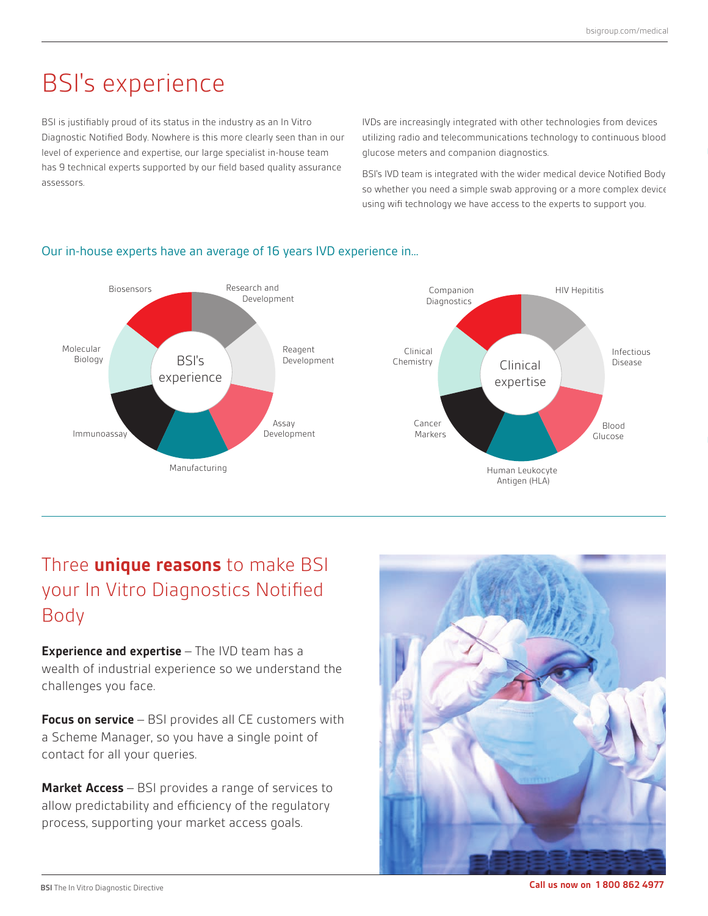# BSI's experience

BSI is justifiably proud of its status in the industry as an In Vitro Diagnostic Notified Body. Nowhere is this more clearly seen than in our level of experience and expertise, our large specialist in-house team has 9 technical experts supported by our field based quality assurance assessors.

IVDs are increasingly integrated with other technologies from devices utilizing radio and telecommunications technology to continuous blood glucose meters and companion diagnostics.

BSI's IVD team is integrated with the wider medical device Notified Body so whether you need a simple swab approving or a more complex device using wifi technology we have access to the experts to support you.

### Our in-house experts have an average of 16 years IVD experience in...

**BSI's experience**

- Research and Development
- Reagent Development
- Assay Development
- Manufacturing
- Immunoassay
- Molecular Biology
- Biosensors

**Clinical expertise**

- HIV Hepititis
- Infectious Disease
- Blood Glucose
- Human Leukocyte Antigen (HLA)
- Cancer Markers
- Clinical Chemistry
- Companion Diagnostics

## Three **unique reasons** to make BSI your In Vitro Diagnostics Notified Body

**Experience and expertise** – The IVD team has a wealth of industrial experience so we understand the challenges you face.

**Focus on service** – BSI provides all CE customers with a Scheme Manager, so you have a single point of contact for all your queries.

**Market Access** – BSI provides a range of services to allow predictability and efficiency of the regulatory process, supporting your market access goals.

**Call us now on 1 800 862 4977**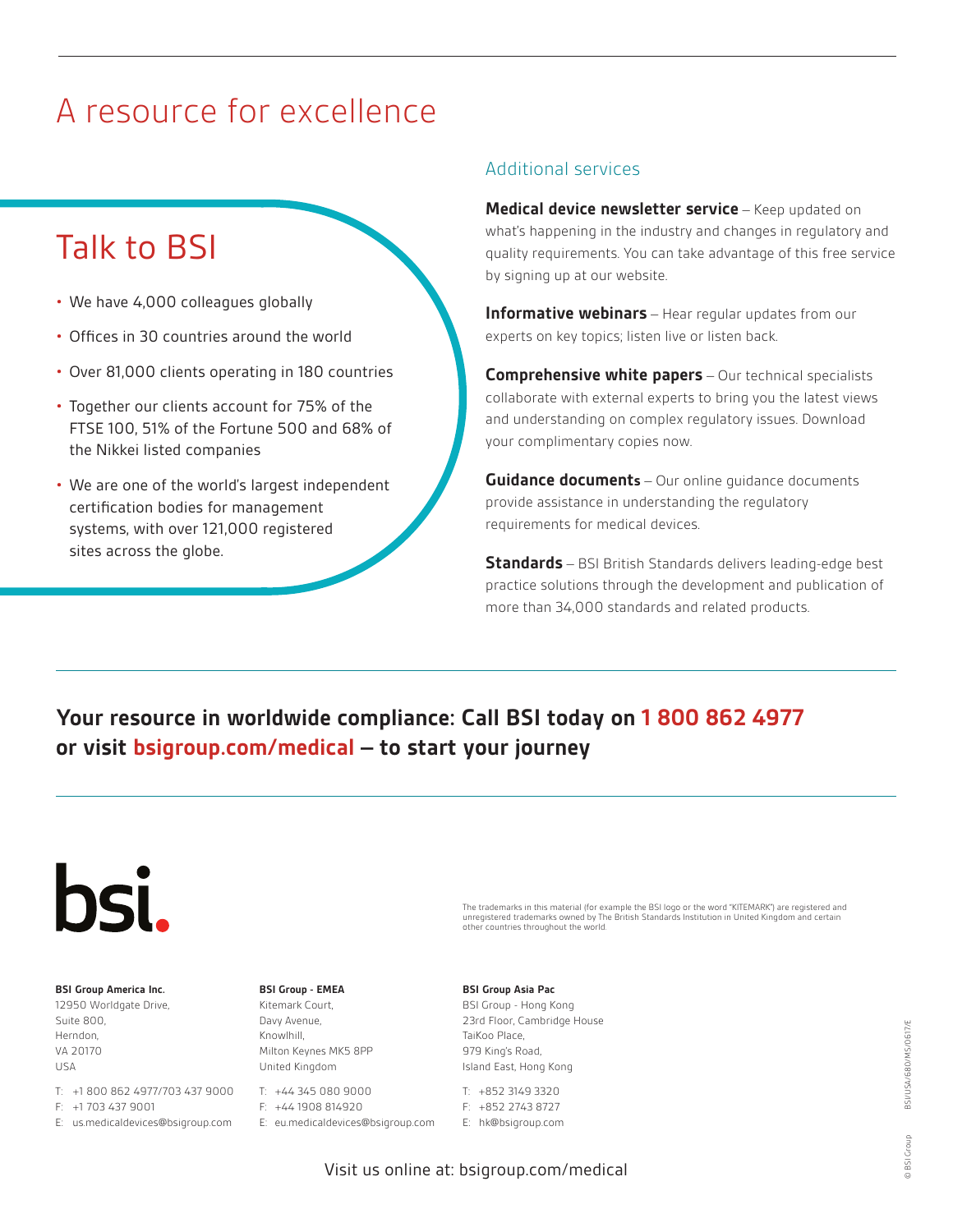# A resource for excellence

## Talk to BSI

- We have 4,000 colleagues globally
- Offices in 30 countries around the world
- Over 81,000 clients operating in 180 countries
- Together our clients account for 75% of the FTSE 100, 51% of the Fortune 500 and 68% of the Nikkei listed companies
- We are one of the world's largest independent certification bodies for management systems, with over 121,000 registered sites across the globe.

### Additional services

**Medical device newsletter service** – Keep updated on what's happening in the industry and changes in regulatory and quality requirements. You can take advantage of this free service by signing up at our website.

**Informative webinars** – Hear regular updates from our experts on key topics; listen live or listen back.

**Comprehensive white papers** – Our technical specialists collaborate with external experts to bring you the latest views and understanding on complex regulatory issues. Download your complimentary copies now.

**Guidance documents** – Our online guidance documents provide assistance in understanding the regulatory requirements for medical devices.

**Standards** – BSI British Standards delivers leading-edge best practice solutions through the development and publication of more than 34,000 standards and related products.

**Your resource in worldwide compliance: Call BSI today on 1 800 862 4977 or visit bsigroup.com/medical – to start your journey**

bsi.

The trademarks in this material (for example the BSI logo or the word "KITEMARK") are registered and unregistered trademarks owned by The British Standards Institution in United Kingdom and certain other countries throughout the world.

**BSI Group America Inc.**
12950 Worldgate Drive,
Suite 800,
Herndon,
VA 20170
USA

T: +1 800 862 4977/703 437 9000
F: +1 703 437 9001
E: us.medicaldevices@bsigroup.com

**BSI Group - EMEA**
Kitemark Court,
Davy Avenue,
Knowlhill,
Milton Keynes MK5 8PP
United Kingdom

T: +44 345 080 9000
F: +44 1908 814920
E: eu.medicaldevices@bsigroup.com

**BSI Group Asia Pac**
BSI Group - Hong Kong
23rd Floor, Cambridge House
TaiKoo Place,
979 King's Road,
Island East, Hong Kong

T: +852 3149 3320
F: +852 2743 8727
E: hk@bsigroup.com

Visit us online at: bsigroup.com/medical

© BSI Group BSI/USA/680/MS/0617/E